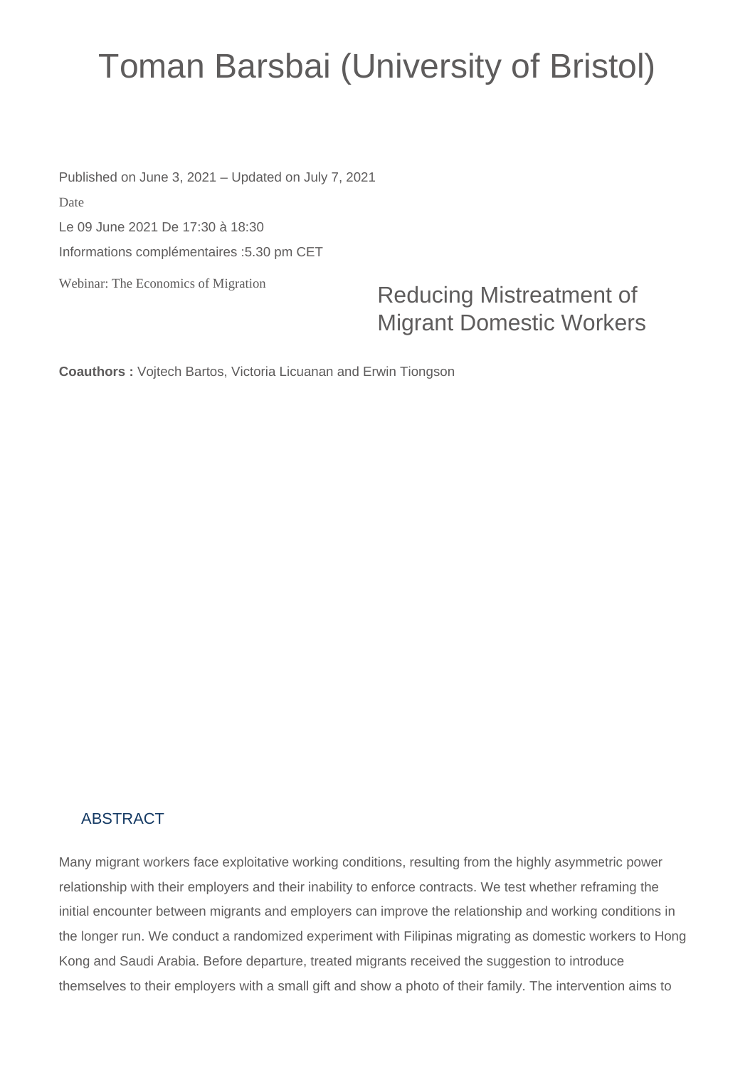# Toman Barsbai (University of Bristol)

Published on June 3, 2021 – Updated on July 7, 2021

Date

Le 09 June 2021 De 17:30 à 18:30

Informations complémentaires :5.30 pm CET

Webinar: The Economics of Migration

## Reducing Mistreatment of Migrant Domestic Workers

**Coauthors :** Vojtech Bartos, Victoria Licuanan and Erwin Tiongson

### ABSTRACT

Many migrant workers face exploitative working conditions, resulting from the highly asymmetric power relationship with their employers and their inability to enforce contracts. We test whether reframing the initial encounter between migrants and employers can improve the relationship and working conditions in the longer run. We conduct a randomized experiment with Filipinas migrating as domestic workers to Hong Kong and Saudi Arabia. Before departure, treated migrants received the suggestion to introduce themselves to their employers with a small gift and show a photo of their family. The intervention aims to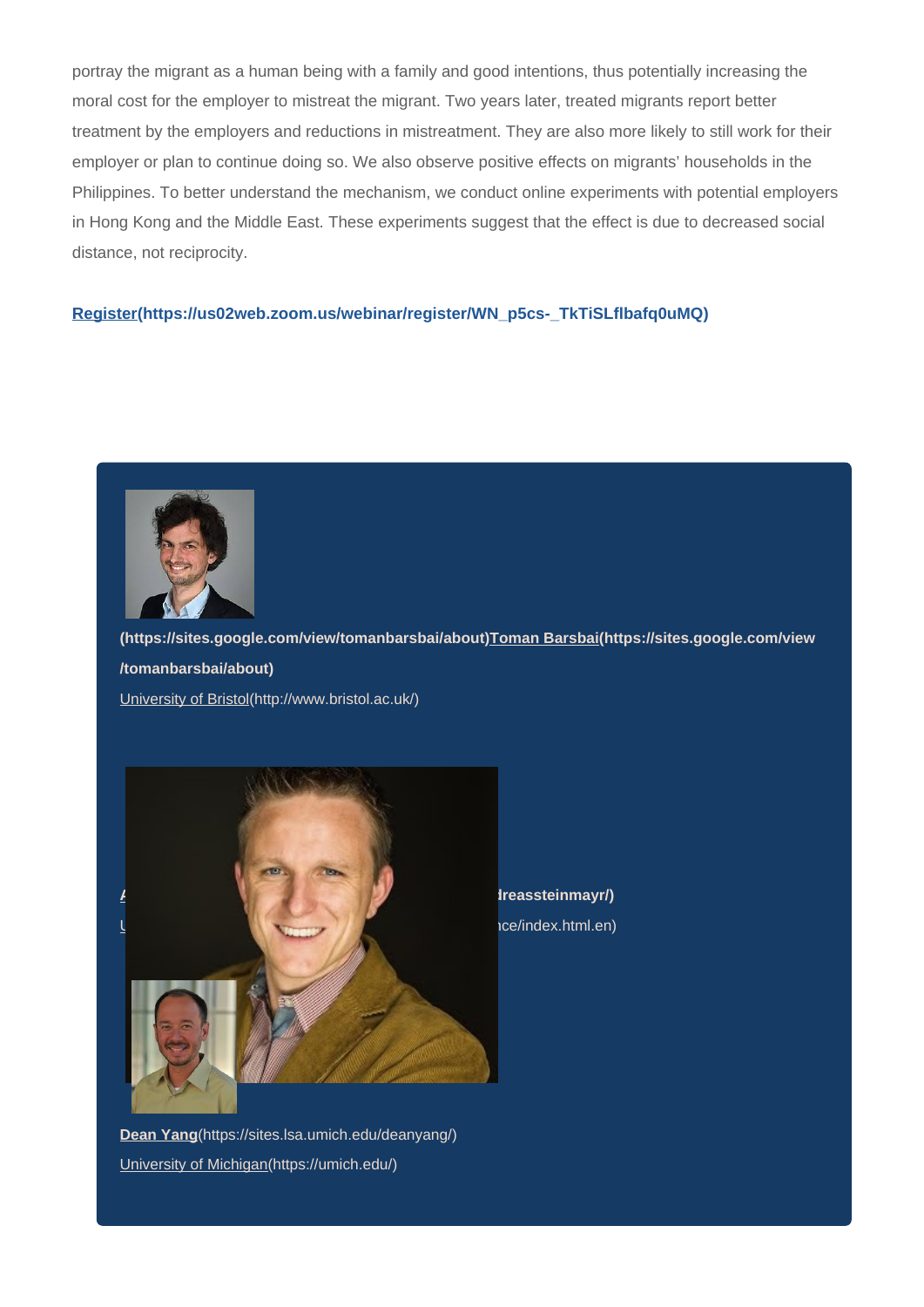portray the migrant as a human being with a family and good intentions, thus potentially increasing the moral cost for the employer to mistreat the migrant. Two years later, treated migrants report better treatment by the employers and reductions in mistreatment. They are also more likely to still work for their employer or plan to continue doing so. We also observe positive effects on migrants' households in the Philippines. To better understand the mechanism, we conduct online experiments with potential employers in Hong Kong and the Middle East. These experiments suggest that the effect is due to decreased social distance, not reciprocity.

**Register(https://us02web.zoom.us/webinar/register/WN_p5cs-_TkTiSLflbafq0uMQ)**

**(https://sites.google.com/view/tomanbarsbai/about)Toman Barsbai(https://sites.google.com/view/tomanbarsbai/about)**

University of Bristol(http://www.bristol.ac.uk/)

**A dreassteinmayr/)**

U nce/index.html.en)

**Dean Yang**(https://sites.lsa.umich.edu/deanyang/)

University of Michigan(https://umich.edu/)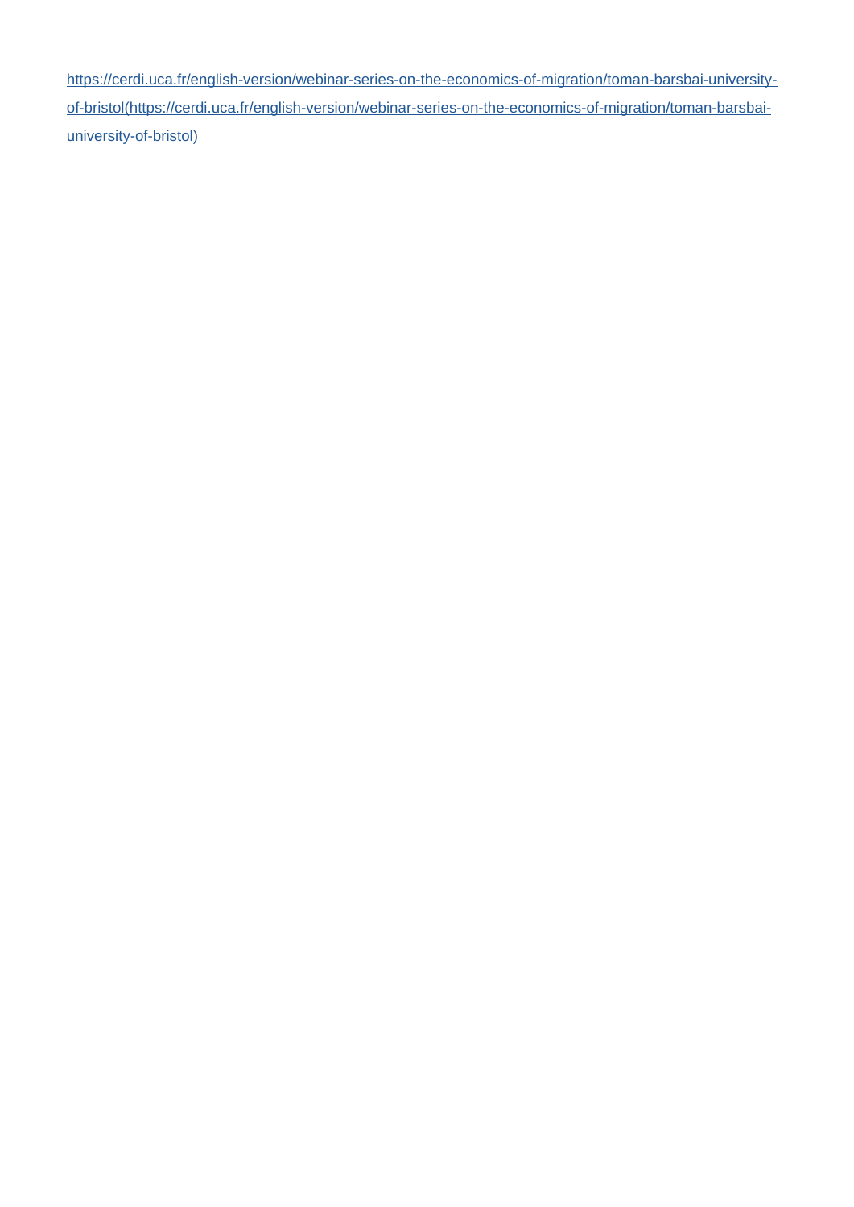https://cerdi.uca.fr/english-version/webinar-series-on-the-economics-of-migration/toman-barsbai-university-of-bristol(https://cerdi.uca.fr/english-version/webinar-series-on-the-economics-of-migration/toman-barsbai-university-of-bristol)